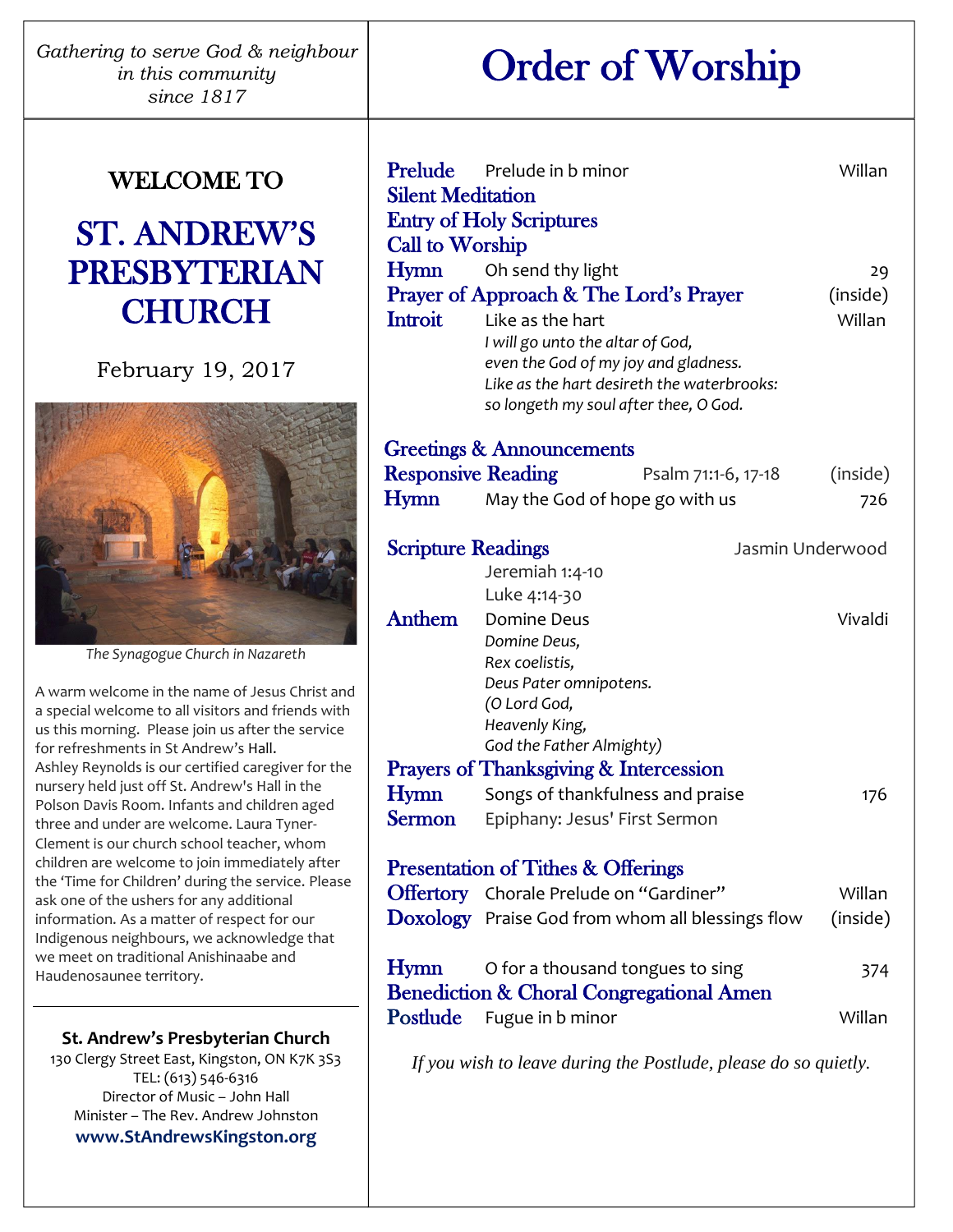*Gathering to serve God & neighbour in this community since 1817*

WELCOME TO

# ST. ANDREW'S PRESBYTERIAN CHURCH

February 19, 2017

*The Synagogue Church in Nazareth*

A warm welcome in the name of Jesus Christ and a special welcome to all visitors and friends with us this morning. Please join us after the service for refreshments in St Andrew's Hall. Ashley Reynolds is our certified caregiver for the nursery held just off St. Andrew's Hall in the Polson Davis Room. Infants and children aged three and under are welcome. Laura Tyner-Clement is our church school teacher, whom children are welcome to join immediately after the 'Time for Children' during the service. Please ask one of the ushers for any additional information. As a matter of respect for our Indigenous neighbours, we acknowledge that we meet on traditional Anishinaabe and Haudenosaunee territory.

---

**St. Andrew's Presbyterian Church**
130 Clergy Street East, Kingston, ON K7K 3S3
TEL: (613) 546-6316
Director of Music – John Hall
Minister – The Rev. Andrew Johnston
**www.StAndrewsKingston.org**

# Order of Worship

**Prelude** Prelude in b minor — Willan
**Silent Meditation**
**Entry of Holy Scriptures**
**Call to Worship**
**Hymn** Oh send thy light — 29
**Prayer of Approach & The Lord's Prayer** — (inside)
**Introit** Like as the hart — Willan

*I will go unto the altar of God,*
*even the God of my joy and gladness.*
*Like as the hart desireth the waterbrooks:*
*so longeth my soul after thee, O God.*

**Greetings & Announcements**
**Responsive Reading** Psalm 71:1-6, 17-18 — (inside)
**Hymn** May the God of hope go with us — 726

**Scripture Readings** — Jasmin Underwood
Jeremiah 1:4-10
Luke 4:14-30
**Anthem** Domine Deus — Vivaldi

*Domine Deus,*
*Rex coelistis,*
*Deus Pater omnipotens.*
*(O Lord God,*
*Heavenly King,*
*God the Father Almighty)*

**Prayers of Thanksgiving & Intercession**
**Hymn** Songs of thankfulness and praise — 176
**Sermon** Epiphany: Jesus' First Sermon

**Presentation of Tithes & Offerings**
**Offertory** Chorale Prelude on "Gardiner" — Willan
**Doxology** Praise God from whom all blessings flow — (inside)

**Hymn** O for a thousand tongues to sing — 374
**Benediction & Choral Congregational Amen**
**Postlude** Fugue in b minor — Willan

*If you wish to leave during the Postlude, please do so quietly.*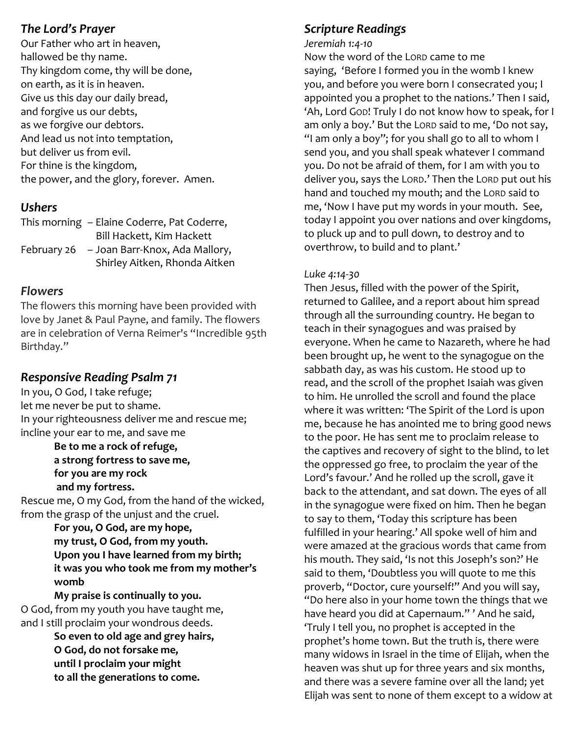## *The Lord's Prayer*

Our Father who art in heaven,
hallowed be thy name.
Thy kingdom come, thy will be done,
on earth, as it is in heaven.
Give us this day our daily bread,
and forgive us our debts,
as we forgive our debtors.
And lead us not into temptation,
but deliver us from evil.
For thine is the kingdom,
the power, and the glory, forever. Amen.

## *Ushers*

This morning – Elaine Coderre, Pat Coderre, Bill Hackett, Kim Hackett
February 26 – Joan Barr-Knox, Ada Mallory, Shirley Aitken, Rhonda Aitken

## *Flowers*

The flowers this morning have been provided with love by Janet & Paul Payne, and family. The flowers are in celebration of Verna Reimer's "Incredible 95th Birthday."

## *Responsive Reading Psalm 71*

In you, O God, I take refuge;
let me never be put to shame.
In your righteousness deliver me and rescue me;
incline your ear to me, and save me

**Be to me a rock of refuge,**
**a strong fortress to save me,**
**for you are my rock**
**and my fortress.**

Rescue me, O my God, from the hand of the wicked,
from the grasp of the unjust and the cruel.

**For you, O God, are my hope,**
**my trust, O God, from my youth.**
**Upon you I have learned from my birth;**
**it was you who took me from my mother's womb**
**My praise is continually to you.**

O God, from my youth you have taught me,
and I still proclaim your wondrous deeds.

**So even to old age and grey hairs,**
**O God, do not forsake me,**
**until I proclaim your might**
**to all the generations to come.**

## *Scripture Readings*

*Jeremiah 1:4-10*

Now the word of the LORD came to me saying, 'Before I formed you in the womb I knew you, and before you were born I consecrated you; I appointed you a prophet to the nations.' Then I said, 'Ah, Lord GOD! Truly I do not know how to speak, for I am only a boy.' But the LORD said to me, 'Do not say, "I am only a boy"; for you shall go to all to whom I send you, and you shall speak whatever I command you. Do not be afraid of them, for I am with you to deliver you, says the LORD.' Then the LORD put out his hand and touched my mouth; and the LORD said to me, 'Now I have put my words in your mouth. See, today I appoint you over nations and over kingdoms, to pluck up and to pull down, to destroy and to overthrow, to build and to plant.'

*Luke 4:14-30*

Then Jesus, filled with the power of the Spirit, returned to Galilee, and a report about him spread through all the surrounding country. He began to teach in their synagogues and was praised by everyone. When he came to Nazareth, where he had been brought up, he went to the synagogue on the sabbath day, as was his custom. He stood up to read, and the scroll of the prophet Isaiah was given to him. He unrolled the scroll and found the place where it was written: 'The Spirit of the Lord is upon me, because he has anointed me to bring good news to the poor. He has sent me to proclaim release to the captives and recovery of sight to the blind, to let the oppressed go free, to proclaim the year of the Lord's favour.' And he rolled up the scroll, gave it back to the attendant, and sat down. The eyes of all in the synagogue were fixed on him. Then he began to say to them, 'Today this scripture has been fulfilled in your hearing.' All spoke well of him and were amazed at the gracious words that came from his mouth. They said, 'Is not this Joseph's son?' He said to them, 'Doubtless you will quote to me this proverb, "Doctor, cure yourself!" And you will say, "Do here also in your home town the things that we have heard you did at Capernaum." ' And he said, 'Truly I tell you, no prophet is accepted in the prophet's home town. But the truth is, there were many widows in Israel in the time of Elijah, when the heaven was shut up for three years and six months, and there was a severe famine over all the land; yet Elijah was sent to none of them except to a widow at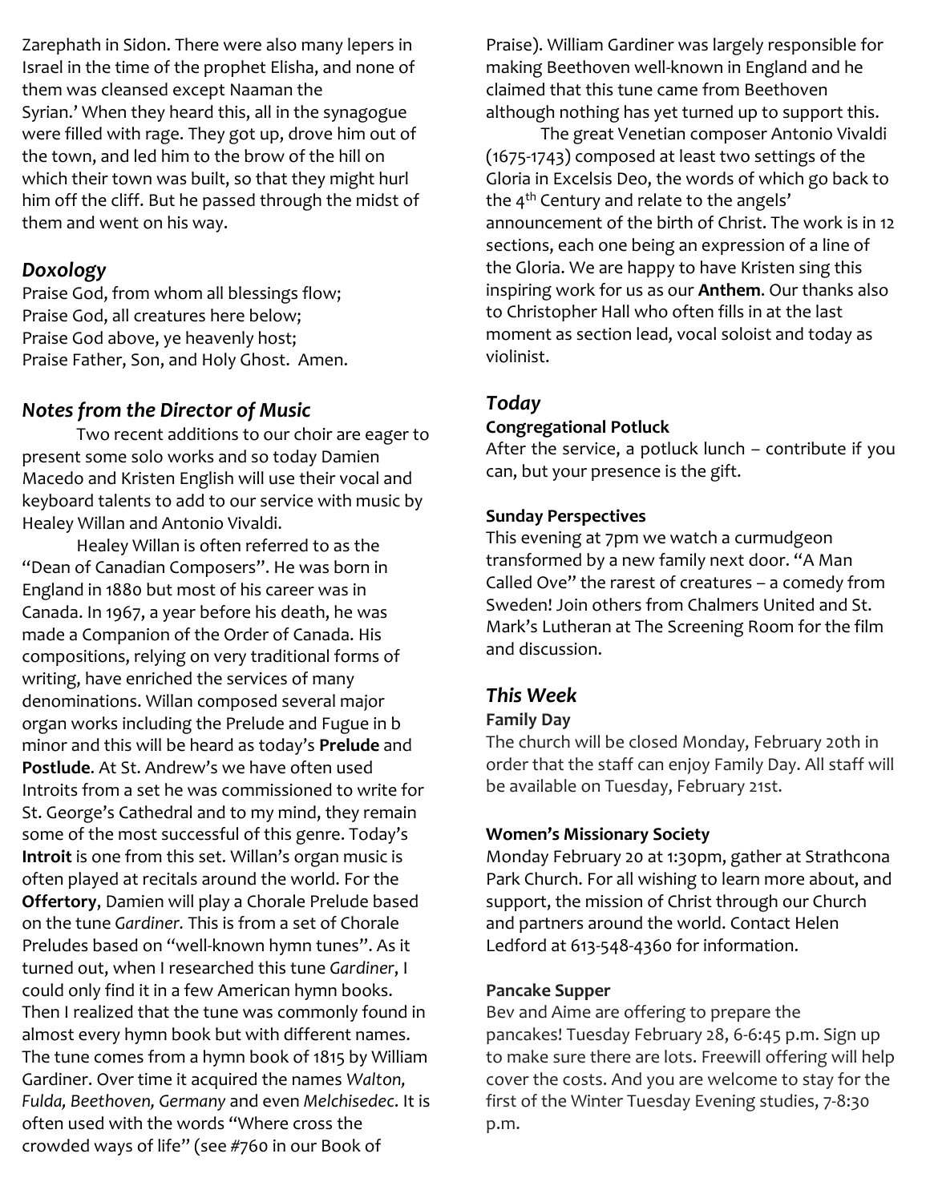Zarephath in Sidon. There were also many lepers in Israel in the time of the prophet Elisha, and none of them was cleansed except Naaman the Syrian.' When they heard this, all in the synagogue were filled with rage. They got up, drove him out of the town, and led him to the brow of the hill on which their town was built, so that they might hurl him off the cliff. But he passed through the midst of them and went on his way.

## *Doxology*

Praise God, from whom all blessings flow;
Praise God, all creatures here below;
Praise God above, ye heavenly host;
Praise Father, Son, and Holy Ghost. Amen.

## *Notes from the Director of Music*

Two recent additions to our choir are eager to present some solo works and so today Damien Macedo and Kristen English will use their vocal and keyboard talents to add to our service with music by Healey Willan and Antonio Vivaldi.

Healey Willan is often referred to as the "Dean of Canadian Composers". He was born in England in 1880 but most of his career was in Canada. In 1967, a year before his death, he was made a Companion of the Order of Canada. His compositions, relying on very traditional forms of writing, have enriched the services of many denominations. Willan composed several major organ works including the Prelude and Fugue in b minor and this will be heard as today's **Prelude** and **Postlude**. At St. Andrew's we have often used Introits from a set he was commissioned to write for St. George's Cathedral and to my mind, they remain some of the most successful of this genre. Today's **Introit** is one from this set. Willan's organ music is often played at recitals around the world. For the **Offertory**, Damien will play a Chorale Prelude based on the tune *Gardiner.* This is from a set of Chorale Preludes based on "well-known hymn tunes". As it turned out, when I researched this tune *Gardiner*, I could only find it in a few American hymn books. Then I realized that the tune was commonly found in almost every hymn book but with different names. The tune comes from a hymn book of 1815 by William Gardiner. Over time it acquired the names *Walton, Fulda, Beethoven, Germany* and even *Melchisedec*. It is often used with the words "Where cross the crowded ways of life" (see #760 in our Book of Praise). William Gardiner was largely responsible for making Beethoven well-known in England and he claimed that this tune came from Beethoven although nothing has yet turned up to support this.

The great Venetian composer Antonio Vivaldi (1675-1743) composed at least two settings of the Gloria in Excelsis Deo, the words of which go back to the 4th Century and relate to the angels' announcement of the birth of Christ. The work is in 12 sections, each one being an expression of a line of the Gloria. We are happy to have Kristen sing this inspiring work for us as our **Anthem**. Our thanks also to Christopher Hall who often fills in at the last moment as section lead, vocal soloist and today as violinist.

## *Today*

**Congregational Potluck**

After the service, a potluck lunch – contribute if you can, but your presence is the gift.

**Sunday Perspectives**

This evening at 7pm we watch a curmudgeon transformed by a new family next door. "A Man Called Ove" the rarest of creatures – a comedy from Sweden! Join others from Chalmers United and St. Mark's Lutheran at The Screening Room for the film and discussion.

## *This Week*

**Family Day**

The church will be closed Monday, February 20th in order that the staff can enjoy Family Day. All staff will be available on Tuesday, February 21st.

**Women's Missionary Society**

Monday February 20 at 1:30pm, gather at Strathcona Park Church. For all wishing to learn more about, and support, the mission of Christ through our Church and partners around the world. Contact Helen Ledford at 613-548-4360 for information.

**Pancake Supper**

Bev and Aime are offering to prepare the pancakes! Tuesday February 28, 6-6:45 p.m. Sign up to make sure there are lots. Freewill offering will help cover the costs. And you are welcome to stay for the first of the Winter Tuesday Evening studies, 7-8:30 p.m.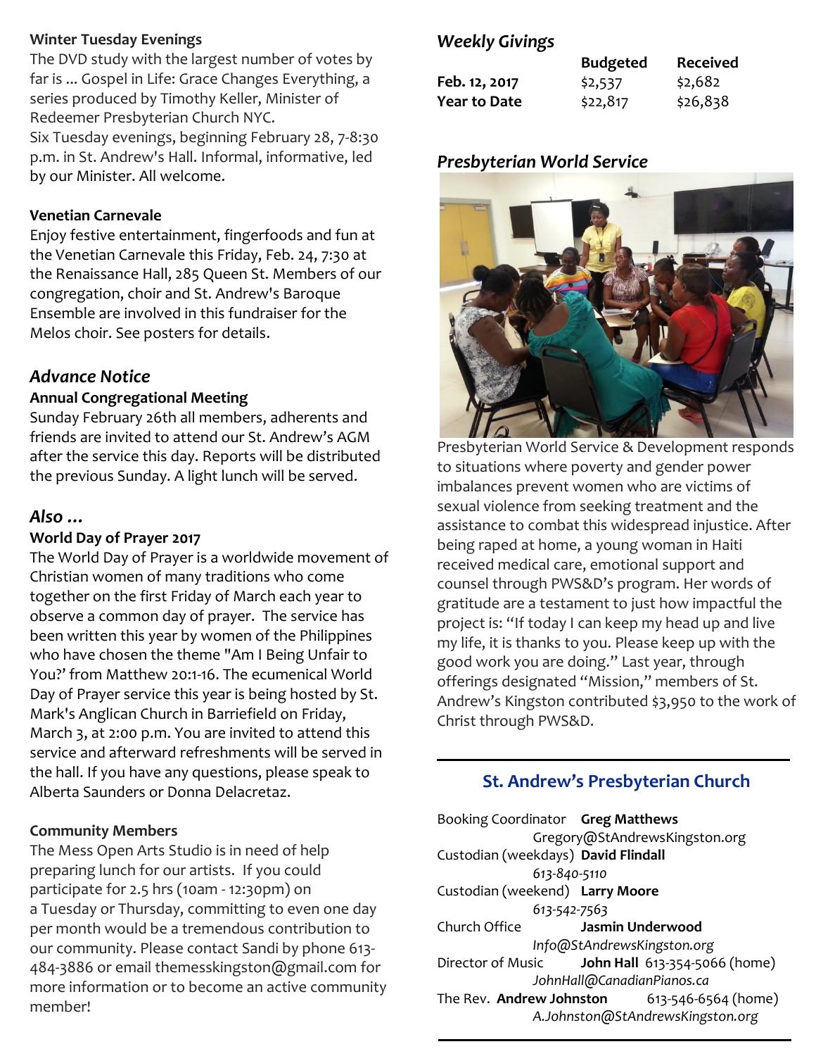**Winter Tuesday Evenings**

The DVD study with the largest number of votes by far is ... Gospel in Life: Grace Changes Everything, a series produced by Timothy Keller, Minister of Redeemer Presbyterian Church NYC.
Six Tuesday evenings, beginning February 28, 7-8:30 p.m. in St. Andrew's Hall. Informal, informative, led by our Minister. All welcome.

**Venetian Carnevale**

Enjoy festive entertainment, fingerfoods and fun at the Venetian Carnevale this Friday, Feb. 24, 7:30 at the Renaissance Hall, 285 Queen St. Members of our congregation, choir and St. Andrew's Baroque Ensemble are involved in this fundraiser for the Melos choir. See posters for details.

## *Advance Notice*

**Annual Congregational Meeting**

Sunday February 26th all members, adherents and friends are invited to attend our St. Andrew's AGM after the service this day. Reports will be distributed the previous Sunday. A light lunch will be served.

## *Also ...*

**World Day of Prayer 2017**

The World Day of Prayer is a worldwide movement of Christian women of many traditions who come together on the first Friday of March each year to observe a common day of prayer. The service has been written this year by women of the Philippines who have chosen the theme "Am I Being Unfair to You?' from Matthew 20:1-16. The ecumenical World Day of Prayer service this year is being hosted by St. Mark's Anglican Church in Barriefield on Friday, March 3, at 2:00 p.m. You are invited to attend this service and afterward refreshments will be served in the hall. If you have any questions, please speak to Alberta Saunders or Donna Delacretaz.

**Community Members**

The Mess Open Arts Studio is in need of help preparing lunch for our artists. If you could participate for 2.5 hrs (10am - 12:30pm) on a Tuesday or Thursday, committing to even one day per month would be a tremendous contribution to our community. Please contact Sandi by phone 613-484-3886 or email themesskingston@gmail.com for more information or to become an active community member!

## *Weekly Givings*

| | Budgeted | Received |
|---|---|---|
| **Feb. 12, 2017** | $2,537 | $2,682 |
| **Year to Date** | $22,817 | $26,838 |

## *Presbyterian World Service*

Presbyterian World Service & Development responds to situations where poverty and gender power imbalances prevent women who are victims of sexual violence from seeking treatment and the assistance to combat this widespread injustice. After being raped at home, a young woman in Haiti received medical care, emotional support and counsel through PWS&D's program. Her words of gratitude are a testament to just how impactful the project is: "If today I can keep my head up and live my life, it is thanks to you. Please keep up with the good work you are doing." Last year, through offerings designated "Mission," members of St. Andrew's Kingston contributed $3,950 to the work of Christ through PWS&D.

## St. Andrew's Presbyterian Church

Booking Coordinator **Greg Matthews**
Gregory@StAndrewsKingston.org

Custodian (weekdays) **David Flindall**
*613-840-5110*

Custodian (weekend) **Larry Moore**
*613-542-7563*

Church Office **Jasmin Underwood**
*Info@StAndrewsKingston.org*

Director of Music **John Hall** 613-354-5066 (home)
*JohnHall@CanadianPianos.ca*

The Rev. **Andrew Johnston** 613-546-6564 (home)
*A.Johnston@StAndrewsKingston.org*